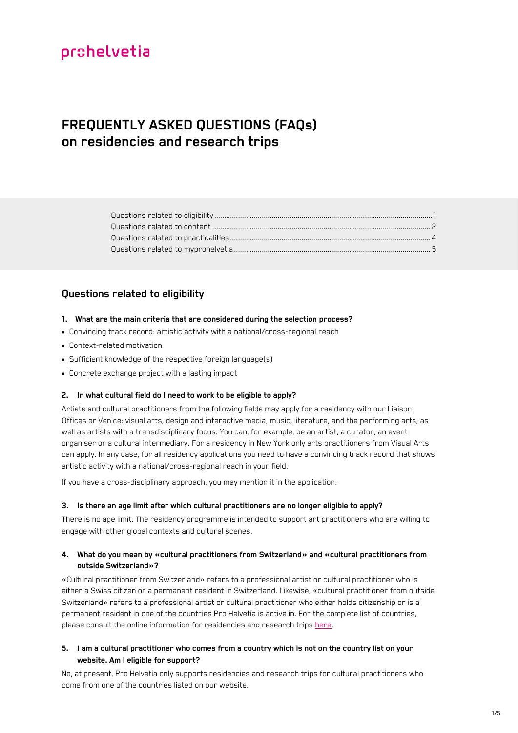prohelvetia

# FREQUENTLY ASKED QUESTIONS (FAQs) on residencies and research trips

Questions related to eligibility ........................................................................................................ 1
Questions related to content ........................................................................................................ 2
Questions related to practicalities .................................................................................................. 4
Questions related to myprohelvetia ................................................................................................ 5

## Questions related to eligibility

**1. What are the main criteria that are considered during the selection process?**

- Convincing track record: artistic activity with a national/cross-regional reach
- Context-related motivation
- Sufficient knowledge of the respective foreign language(s)
- Concrete exchange project with a lasting impact

**2. In what cultural field do I need to work to be eligible to apply?**

Artists and cultural practitioners from the following fields may apply for a residency with our Liaison Offices or Venice: visual arts, design and interactive media, music, literature, and the performing arts, as well as artists with a transdisciplinary focus. You can, for example, be an artist, a curator, an event organiser or a cultural intermediary. For a residency in New York only arts practitioners from Visual Arts can apply. In any case, for all residency applications you need to have a convincing track record that shows artistic activity with a national/cross-regional reach in your field.

If you have a cross-disciplinary approach, you may mention it in the application.

**3. Is there an age limit after which cultural practitioners are no longer eligible to apply?**

There is no age limit. The residency programme is intended to support art practitioners who are willing to engage with other global contexts and cultural scenes.

**4. What do you mean by «cultural practitioners from Switzerland» and «cultural practitioners from outside Switzerland»?**

«Cultural practitioner from Switzerland» refers to a professional artist or cultural practitioner who is either a Swiss citizen or a permanent resident in Switzerland. Likewise, «cultural practitioner from outside Switzerland» refers to a professional artist or cultural practitioner who either holds citizenship or is a permanent resident in one of the countries Pro Helvetia is active in. For the complete list of countries, please consult the online information for residencies and research trips here.

**5. I am a cultural practitioner who comes from a country which is not on the country list on your website. Am I eligible for support?**

No, at present, Pro Helvetia only supports residencies and research trips for cultural practitioners who come from one of the countries listed on our website.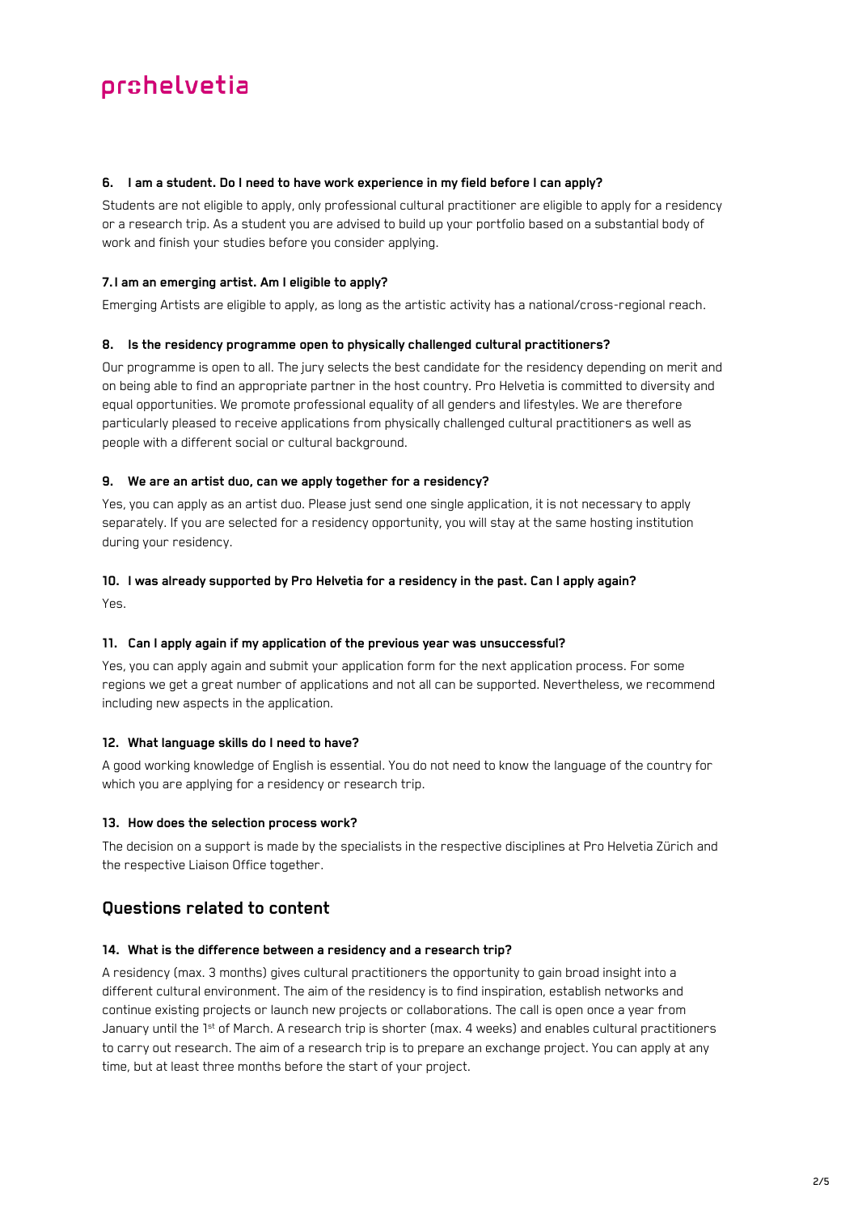#### 6. I am a student. Do I need to have work experience in my field before I can apply?

Students are not eligible to apply, only professional cultural practitioner are eligible to apply for a residency or a research trip. As a student you are advised to build up your portfolio based on a substantial body of work and finish your studies before you consider applying.

#### 7. I am an emerging artist. Am I eligible to apply?

Emerging Artists are eligible to apply, as long as the artistic activity has a national/cross-regional reach.

#### 8. Is the residency programme open to physically challenged cultural practitioners?

Our programme is open to all. The jury selects the best candidate for the residency depending on merit and on being able to find an appropriate partner in the host country. Pro Helvetia is committed to diversity and equal opportunities. We promote professional equality of all genders and lifestyles. We are therefore particularly pleased to receive applications from physically challenged cultural practitioners as well as people with a different social or cultural background.

#### 9. We are an artist duo, can we apply together for a residency?

Yes, you can apply as an artist duo. Please just send one single application, it is not necessary to apply separately. If you are selected for a residency opportunity, you will stay at the same hosting institution during your residency.

#### 10. I was already supported by Pro Helvetia for a residency in the past. Can I apply again?

Yes.

#### 11. Can I apply again if my application of the previous year was unsuccessful?

Yes, you can apply again and submit your application form for the next application process. For some regions we get a great number of applications and not all can be supported. Nevertheless, we recommend including new aspects in the application.

#### 12. What language skills do I need to have?

A good working knowledge of English is essential. You do not need to know the language of the country for which you are applying for a residency or research trip.

#### 13. How does the selection process work?

The decision on a support is made by the specialists in the respective disciplines at Pro Helvetia Zürich and the respective Liaison Office together.

## Questions related to content

#### 14. What is the difference between a residency and a research trip?

A residency (max. 3 months) gives cultural practitioners the opportunity to gain broad insight into a different cultural environment. The aim of the residency is to find inspiration, establish networks and continue existing projects or launch new projects or collaborations. The call is open once a year from January until the 1st of March. A research trip is shorter (max. 4 weeks) and enables cultural practitioners to carry out research. The aim of a research trip is to prepare an exchange project. You can apply at any time, but at least three months before the start of your project.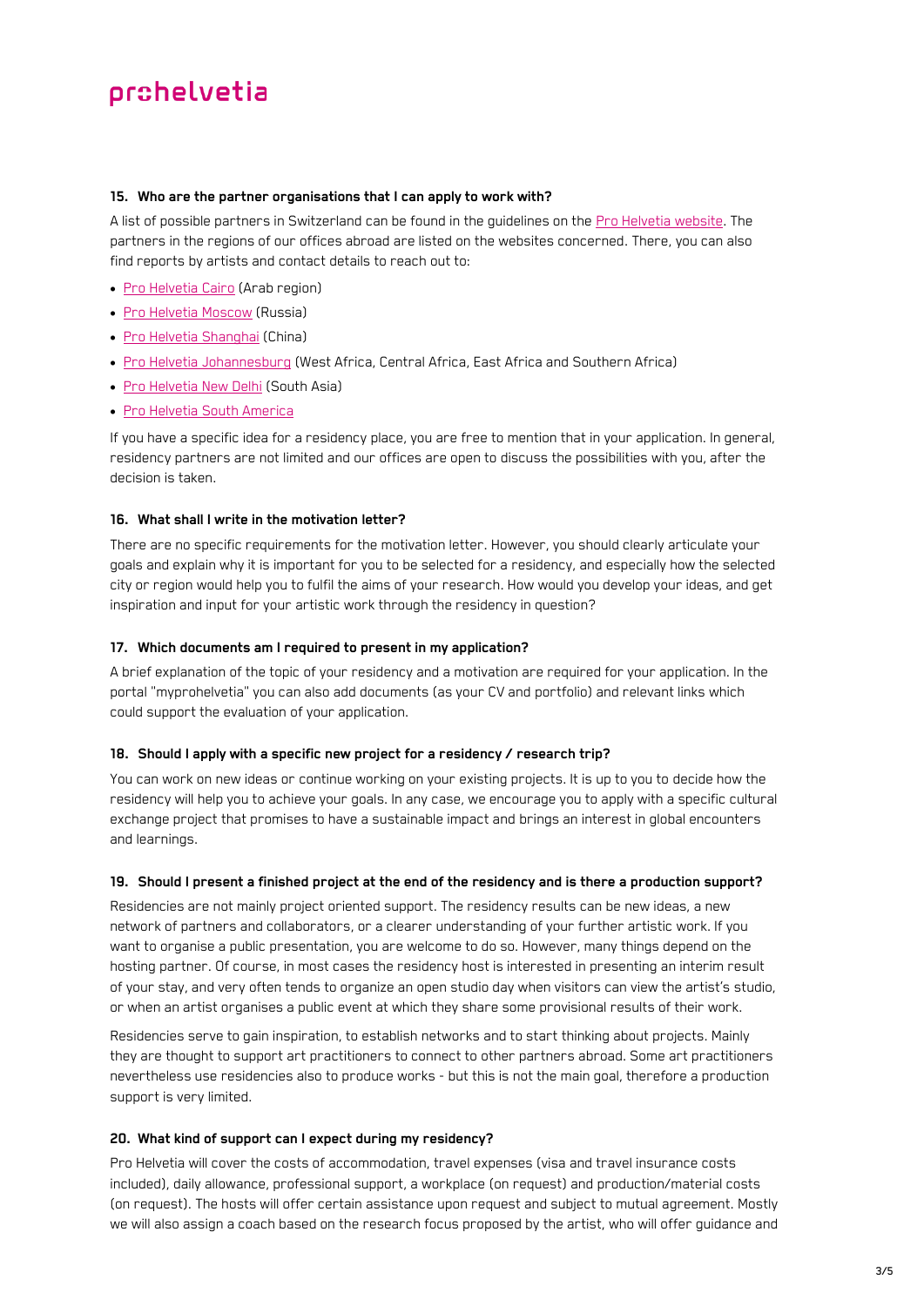### 15. Who are the partner organisations that I can apply to work with?

A list of possible partners in Switzerland can be found in the guidelines on the Pro Helvetia website. The partners in the regions of our offices abroad are listed on the websites concerned. There, you can also find reports by artists and contact details to reach out to:

- Pro Helvetia Cairo (Arab region)
- Pro Helvetia Moscow (Russia)
- Pro Helvetia Shanghai (China)
- Pro Helvetia Johannesburg (West Africa, Central Africa, East Africa and Southern Africa)
- Pro Helvetia New Delhi (South Asia)
- Pro Helvetia South America

If you have a specific idea for a residency place, you are free to mention that in your application. In general, residency partners are not limited and our offices are open to discuss the possibilities with you, after the decision is taken.

### 16. What shall I write in the motivation letter?

There are no specific requirements for the motivation letter. However, you should clearly articulate your goals and explain why it is important for you to be selected for a residency, and especially how the selected city or region would help you to fulfil the aims of your research. How would you develop your ideas, and get inspiration and input for your artistic work through the residency in question?

### 17. Which documents am I required to present in my application?

A brief explanation of the topic of your residency and a motivation are required for your application. In the portal "myprohelvetia" you can also add documents (as your CV and portfolio) and relevant links which could support the evaluation of your application.

### 18. Should I apply with a specific new project for a residency / research trip?

You can work on new ideas or continue working on your existing projects. It is up to you to decide how the residency will help you to achieve your goals. In any case, we encourage you to apply with a specific cultural exchange project that promises to have a sustainable impact and brings an interest in global encounters and learnings.

### 19. Should I present a finished project at the end of the residency and is there a production support?

Residencies are not mainly project oriented support. The residency results can be new ideas, a new network of partners and collaborators, or a clearer understanding of your further artistic work. If you want to organise a public presentation, you are welcome to do so. However, many things depend on the hosting partner. Of course, in most cases the residency host is interested in presenting an interim result of your stay, and very often tends to organize an open studio day when visitors can view the artist's studio, or when an artist organises a public event at which they share some provisional results of their work.

Residencies serve to gain inspiration, to establish networks and to start thinking about projects. Mainly they are thought to support art practitioners to connect to other partners abroad. Some art practitioners nevertheless use residencies also to produce works - but this is not the main goal, therefore a production support is very limited.

### 20. What kind of support can I expect during my residency?

Pro Helvetia will cover the costs of accommodation, travel expenses (visa and travel insurance costs included), daily allowance, professional support, a workplace (on request) and production/material costs (on request). The hosts will offer certain assistance upon request and subject to mutual agreement. Mostly we will also assign a coach based on the research focus proposed by the artist, who will offer guidance and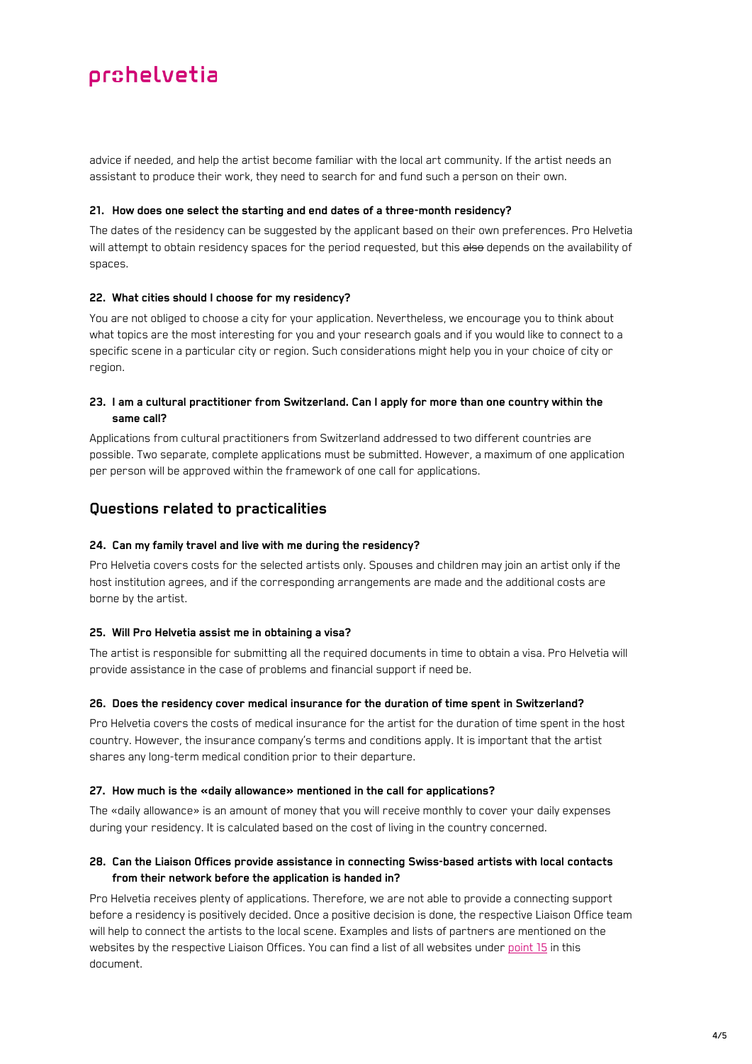advice if needed, and help the artist become familiar with the local art community. If the artist needs an assistant to produce their work, they need to search for and fund such a person on their own.

**21. How does one select the starting and end dates of a three-month residency?**

The dates of the residency can be suggested by the applicant based on their own preferences. Pro Helvetia will attempt to obtain residency spaces for the period requested, but this ~~also~~ depends on the availability of spaces.

**22. What cities should I choose for my residency?**

You are not obliged to choose a city for your application. Nevertheless, we encourage you to think about what topics are the most interesting for you and your research goals and if you would like to connect to a specific scene in a particular city or region. Such considerations might help you in your choice of city or region.

**23. I am a cultural practitioner from Switzerland. Can I apply for more than one country within the same call?**

Applications from cultural practitioners from Switzerland addressed to two different countries are possible. Two separate, complete applications must be submitted. However, a maximum of one application per person will be approved within the framework of one call for applications.

## Questions related to practicalities

**24. Can my family travel and live with me during the residency?**

Pro Helvetia covers costs for the selected artists only. Spouses and children may join an artist only if the host institution agrees, and if the corresponding arrangements are made and the additional costs are borne by the artist.

**25. Will Pro Helvetia assist me in obtaining a visa?**

The artist is responsible for submitting all the required documents in time to obtain a visa. Pro Helvetia will provide assistance in the case of problems and financial support if need be.

**26. Does the residency cover medical insurance for the duration of time spent in Switzerland?**

Pro Helvetia covers the costs of medical insurance for the artist for the duration of time spent in the host country. However, the insurance company's terms and conditions apply. It is important that the artist shares any long-term medical condition prior to their departure.

**27. How much is the «daily allowance» mentioned in the call for applications?**

The «daily allowance» is an amount of money that you will receive monthly to cover your daily expenses during your residency. It is calculated based on the cost of living in the country concerned.

**28. Can the Liaison Offices provide assistance in connecting Swiss-based artists with local contacts from their network before the application is handed in?**

Pro Helvetia receives plenty of applications. Therefore, we are not able to provide a connecting support before a residency is positively decided. Once a positive decision is done, the respective Liaison Office team will help to connect the artists to the local scene. Examples and lists of partners are mentioned on the websites by the respective Liaison Offices. You can find a list of all websites under point 15 in this document.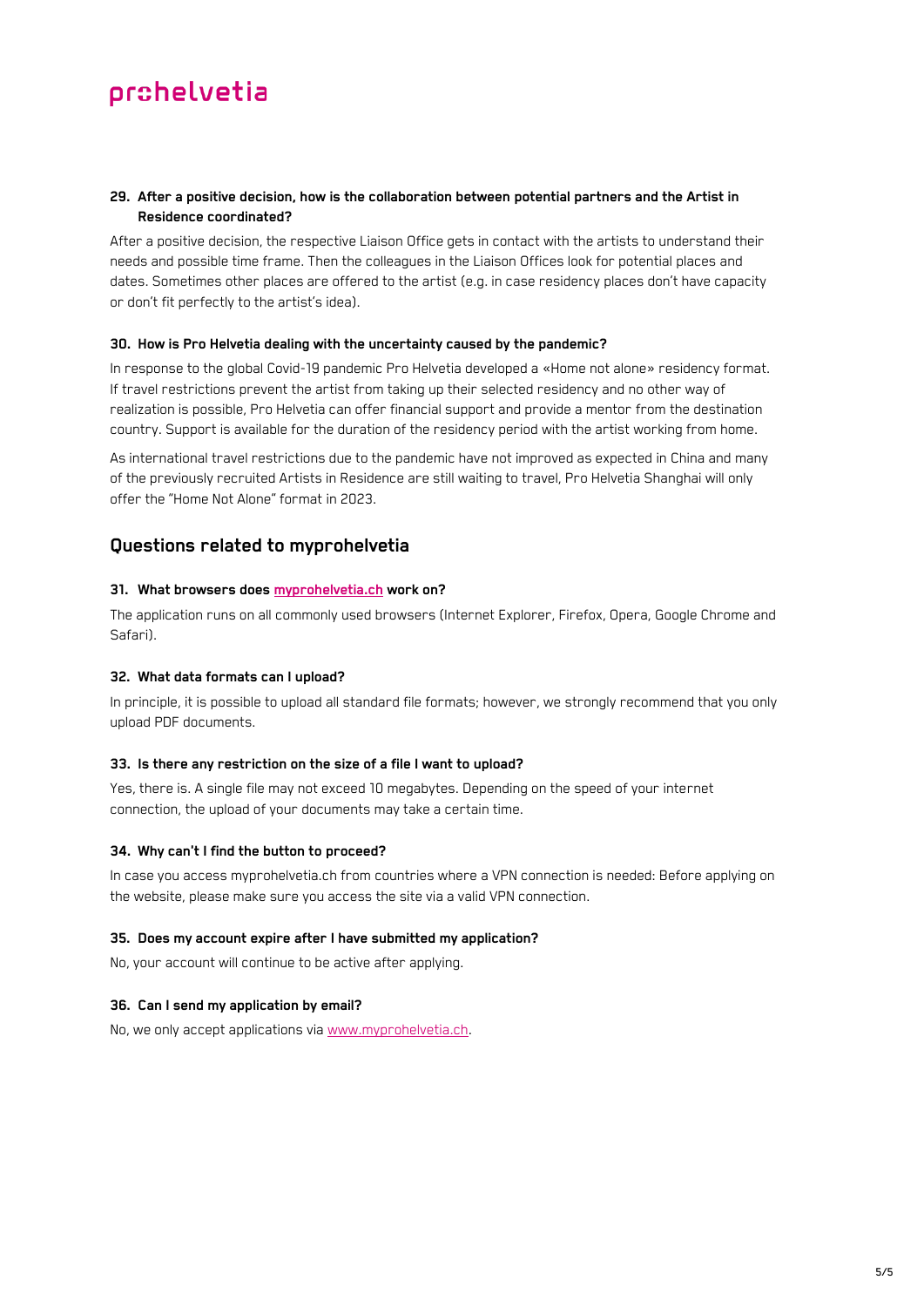prohelvetia

**29. After a positive decision, how is the collaboration between potential partners and the Artist in Residence coordinated?**

After a positive decision, the respective Liaison Office gets in contact with the artists to understand their needs and possible time frame. Then the colleagues in the Liaison Offices look for potential places and dates. Sometimes other places are offered to the artist (e.g. in case residency places don't have capacity or don't fit perfectly to the artist's idea).

**30. How is Pro Helvetia dealing with the uncertainty caused by the pandemic?**

In response to the global Covid-19 pandemic Pro Helvetia developed a «Home not alone» residency format. If travel restrictions prevent the artist from taking up their selected residency and no other way of realization is possible, Pro Helvetia can offer financial support and provide a mentor from the destination country. Support is available for the duration of the residency period with the artist working from home.

As international travel restrictions due to the pandemic have not improved as expected in China and many of the previously recruited Artists in Residence are still waiting to travel, Pro Helvetia Shanghai will only offer the "Home Not Alone" format in 2023.

## Questions related to myprohelvetia

**31. What browsers does [myprohelvetia.ch](myprohelvetia.ch) work on?**

The application runs on all commonly used browsers (Internet Explorer, Firefox, Opera, Google Chrome and Safari).

**32. What data formats can I upload?**

In principle, it is possible to upload all standard file formats; however, we strongly recommend that you only upload PDF documents.

**33. Is there any restriction on the size of a file I want to upload?**

Yes, there is. A single file may not exceed 10 megabytes. Depending on the speed of your internet connection, the upload of your documents may take a certain time.

**34. Why can't I find the button to proceed?**

In case you access myprohelvetia.ch from countries where a VPN connection is needed: Before applying on the website, please make sure you access the site via a valid VPN connection.

**35. Does my account expire after I have submitted my application?**

No, your account will continue to be active after applying.

**36. Can I send my application by email?**

No, we only accept applications via [www.myprohelvetia.ch](www.myprohelvetia.ch).